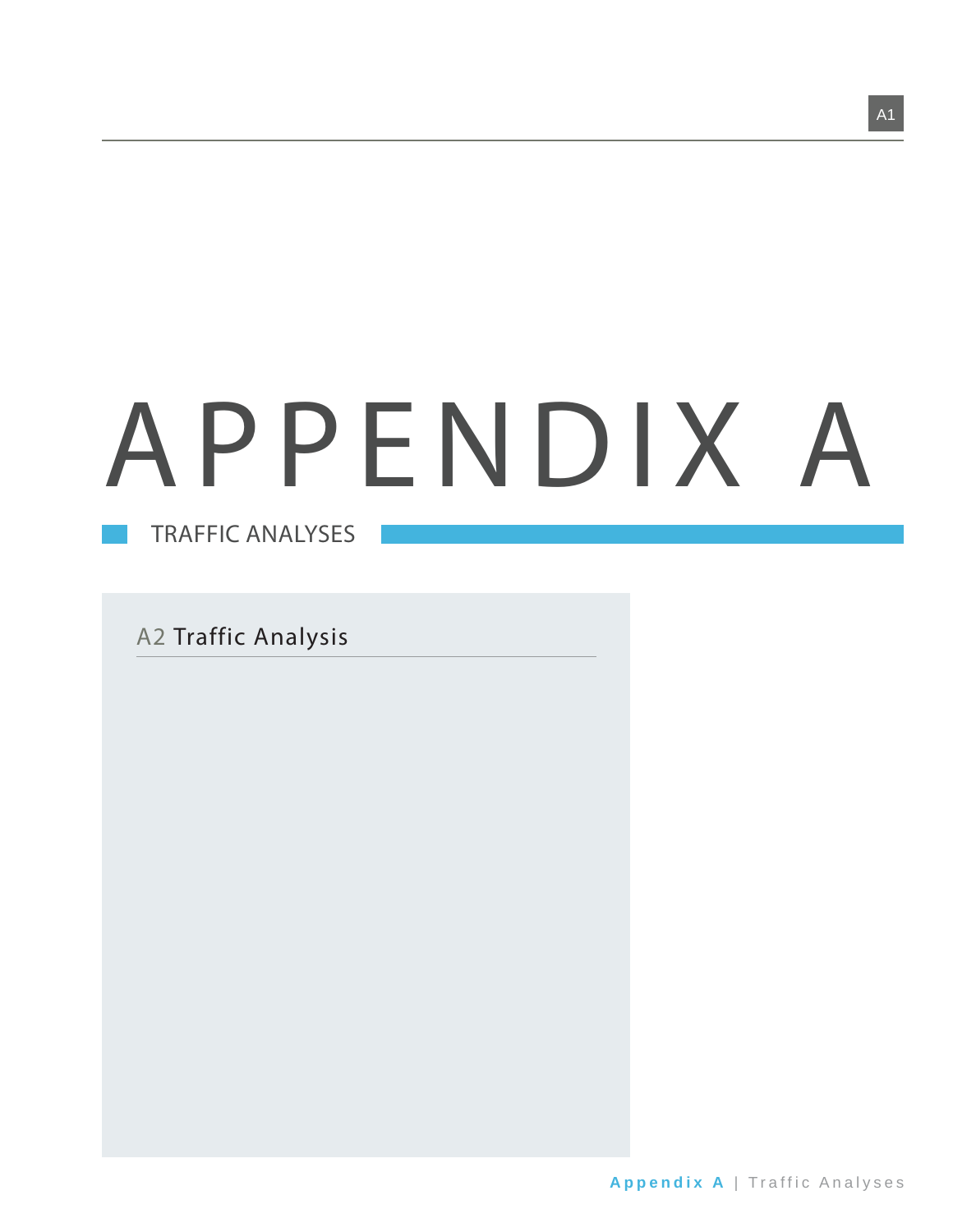# APPENDIX A

## TRAFFIC ANALYSES

A2 Traffic Analysis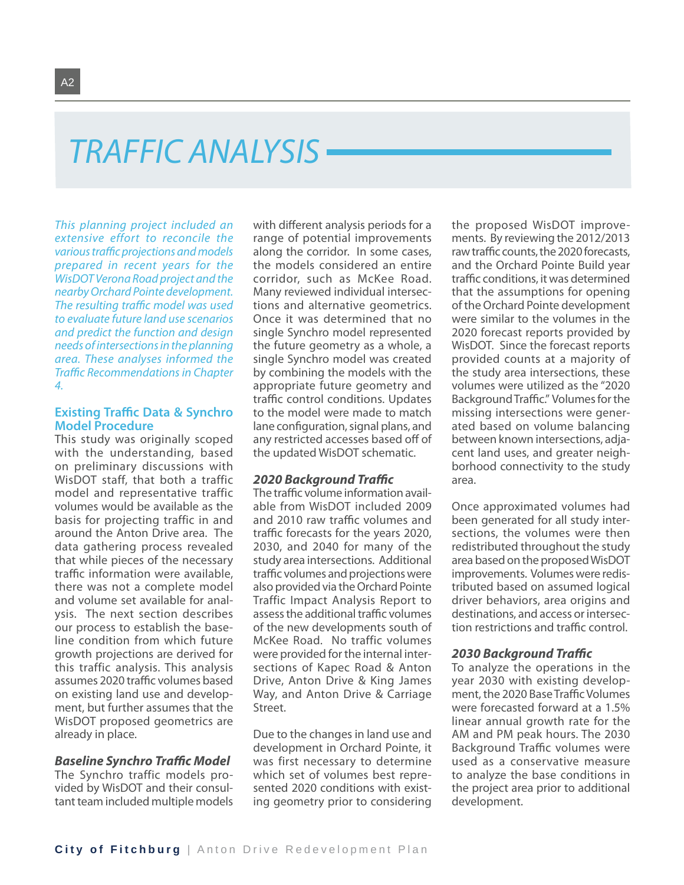# TRAFFIC ANALYSIS

*This planning project included an extensive effort to reconcile the various traffic projections and models prepared in recent years for the WisDOT Verona Road project and the nearby Orchard Pointe development. The resulting traffic model was used to evaluate future land use scenarios and predict the function and design needs of intersections in the planning area. These analyses informed the Traffic Recommendations in Chapter 4.*

## Existing Traffic Data & Synchro Model Procedure

This study was originally scoped with the understanding, based on preliminary discussions with WisDOT staff, that both a traffic model and representative traffic volumes would be available as the basis for projecting traffic in and around the Anton Drive area. The data gathering process revealed that while pieces of the necessary traffic information were available, there was not a complete model and volume set available for analysis. The next section describes our process to establish the baseline condition from which future growth projections are derived for this traffic analysis. This analysis assumes 2020 traffic volumes based on existing land use and development, but further assumes that the WisDOT proposed geometrics are already in place.

### *Baseline Synchro Traffic Model*

The Synchro traffic models provided by WisDOT and their consultant team included multiple models with different analysis periods for a range of potential improvements along the corridor. In some cases, the models considered an entire corridor, such as McKee Road. Many reviewed individual intersections and alternative geometrics. Once it was determined that no single Synchro model represented the future geometry as a whole, a single Synchro model was created by combining the models with the appropriate future geometry and traffic control conditions. Updates to the model were made to match lane configuration, signal plans, and any restricted accesses based off of the updated WisDOT schematic.

### *2020 Background Traffic*

The traffic volume information available from WisDOT included 2009 and 2010 raw traffic volumes and traffic forecasts for the years 2020, 2030, and 2040 for many of the study area intersections. Additional traffic volumes and projections were also provided via the Orchard Pointe Traffic Impact Analysis Report to assess the additional traffic volumes of the new developments south of McKee Road. No traffic volumes were provided for the internal intersections of Kapec Road & Anton Drive, Anton Drive & King James Way, and Anton Drive & Carriage Street.

Due to the changes in land use and development in Orchard Pointe, it was first necessary to determine which set of volumes best represented 2020 conditions with existing geometry prior to considering the proposed WisDOT improvements. By reviewing the 2012/2013 raw traffic counts, the 2020 forecasts, and the Orchard Pointe Build year traffic conditions, it was determined that the assumptions for opening of the Orchard Pointe development were similar to the volumes in the 2020 forecast reports provided by WisDOT. Since the forecast reports provided counts at a majority of the study area intersections, these volumes were utilized as the "2020 Background Traffic." Volumes for the missing intersections were generated based on volume balancing between known intersections, adjacent land uses, and greater neighborhood connectivity to the study area.

Once approximated volumes had been generated for all study intersections, the volumes were then redistributed throughout the study area based on the proposed WisDOT improvements. Volumes were redistributed based on assumed logical driver behaviors, area origins and destinations, and access or intersection restrictions and traffic control.

### *2030 Background Traffic*

To analyze the operations in the year 2030 with existing development, the 2020 Base Traffic Volumes were forecasted forward at a 1.5% linear annual growth rate for the AM and PM peak hours. The 2030 Background Traffic volumes were used as a conservative measure to analyze the base conditions in the project area prior to additional development.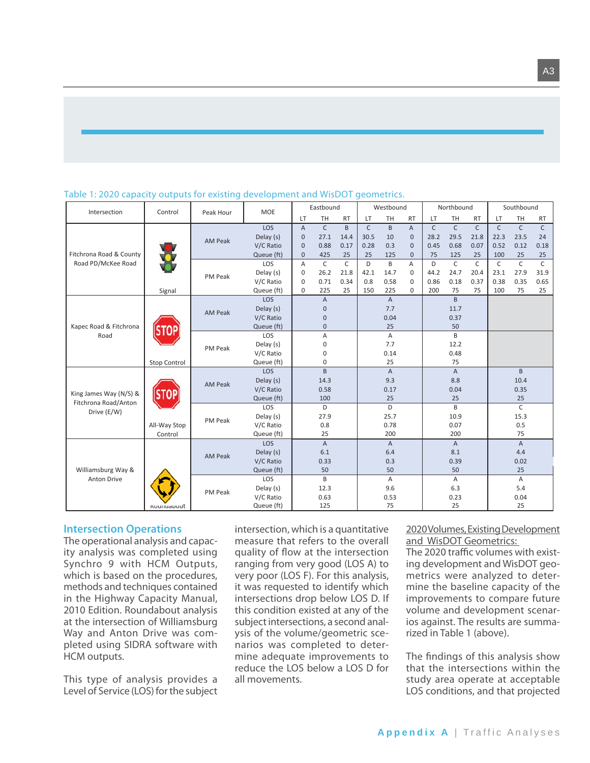Table 1: 2020 capacity outputs for existing development and WisDOT geometrics.

| Intersection | Control | Peak Hour | MOE | Eastbound | | | Westbound | | | Northbound | | | Southbound | | |
|---|---|---|---|---|---|---|---|---|---|---|---|---|---|---|---|
| | | | | LT | TH | RT | LT | TH | RT | LT | TH | RT | LT | TH | RT |
| Fitchrona Road & County Road PD/McKee Road | Signal | AM Peak | LOS | A | C | B | C | B | A | C | C | C | C | C | C |
| | | | Delay (s) | 0 | 27.1 | 14.4 | 30.5 | 10 | 0 | 28.2 | 29.5 | 21.8 | 22.3 | 23.5 | 24 |
| | | | V/C Ratio | 0 | 0.88 | 0.17 | 0.28 | 0.3 | 0 | 0.45 | 0.68 | 0.07 | 0.52 | 0.12 | 0.18 |
| | | | Queue (ft) | 0 | 425 | 25 | 25 | 125 | 0 | 75 | 125 | 25 | 100 | 25 | 25 |
| | | PM Peak | LOS | A | C | C | D | B | A | D | C | C | C | C | C |
| | | | Delay (s) | 0 | 26.2 | 21.8 | 42.1 | 14.7 | 0 | 44.2 | 24.7 | 20.4 | 23.1 | 27.9 | 31.9 |
| | | | V/C Ratio | 0 | 0.71 | 0.34 | 0.8 | 0.58 | 0 | 0.86 | 0.18 | 0.37 | 0.38 | 0.35 | 0.65 |
| | | | Queue (ft) | 0 | 225 | 25 | 150 | 225 | 0 | 200 | 75 | 75 | 100 | 75 | 25 |
| Kapec Road & Fitchrona Road | Stop Control | AM Peak | LOS | | A | | | A | | | B | | | | |
| | | | Delay (s) | | 0 | | | 7.7 | | | 11.7 | | | | |
| | | | V/C Ratio | | 0 | | | 0.04 | | | 0.37 | | | | |
| | | | Queue (ft) | | 0 | | | 25 | | | 50 | | | | |
| | | PM Peak | LOS | | A | | | A | | | B | | | | |
| | | | Delay (s) | | 0 | | | 7.7 | | | 12.2 | | | | |
| | | | V/C Ratio | | 0 | | | 0.14 | | | 0.48 | | | | |
| | | | Queue (ft) | | 0 | | | 25 | | | 75 | | | | |
| King James Way (N/S) & Fitchrona Road/Anton Drive (E/W) | All-Way Stop Control | AM Peak | LOS | | B | | | A | | | A | | | B | |
| | | | Delay (s) | | 14.3 | | | 9.3 | | | 8.8 | | | 10.4 | |
| | | | V/C Ratio | | 0.58 | | | 0.17 | | | 0.04 | | | 0.35 | |
| | | | Queue (ft) | | 100 | | | 25 | | | 25 | | | 25 | |
| | | PM Peak | LOS | | D | | | D | | | B | | | C | |
| | | | Delay (s) | | 27.9 | | | 25.7 | | | 10.9 | | | 15.3 | |
| | | | V/C Ratio | | 0.8 | | | 0.78 | | | 0.07 | | | 0.5 | |
| | | | Queue (ft) | | 25 | | | 200 | | | 200 | | | 75 | |
| Williamsburg Way & Anton Drive | Roundabout | AM Peak | LOS | | A | | | A | | | A | | | A | |
| | | | Delay (s) | | 6.1 | | | 6.4 | | | 8.1 | | | 4.4 | |
| | | | V/C Ratio | | 0.33 | | | 0.3 | | | 0.39 | | | 0.02 | |
| | | | Queue (ft) | | 50 | | | 50 | | | 50 | | | 25 | |
| | | PM Peak | LOS | | B | | | A | | | A | | | A | |
| | | | Delay (s) | | 12.3 | | | 9.6 | | | 6.3 | | | 5.4 | |
| | | | V/C Ratio | | 0.63 | | | 0.53 | | | 0.23 | | | 0.04 | |
| | | | Queue (ft) | | 125 | | | 75 | | | 25 | | | 25 | |

## Intersection Operations

The operational analysis and capacity analysis was completed using Synchro 9 with HCM Outputs, which is based on the procedures, methods and techniques contained in the Highway Capacity Manual, 2010 Edition. Roundabout analysis at the intersection of Williamsburg Way and Anton Drive was completed using SIDRA software with HCM outputs.

This type of analysis provides a Level of Service (LOS) for the subject intersection, which is a quantitative measure that refers to the overall quality of flow at the intersection ranging from very good (LOS A) to very poor (LOS F). For this analysis, it was requested to identify which intersections drop below LOS D. If this condition existed at any of the subject intersections, a second analysis of the volume/geometric scenarios was completed to determine adequate improvements to reduce the LOS below a LOS D for all movements.

<u>2020 Volumes, Existing Development and WisDOT Geometrics:</u>

The 2020 traffic volumes with existing development and WisDOT geometrics were analyzed to determine the baseline capacity of the improvements to compare future volume and development scenarios against. The results are summarized in Table 1 (above).

The findings of this analysis show that the intersections within the study area operate at acceptable LOS conditions, and that projected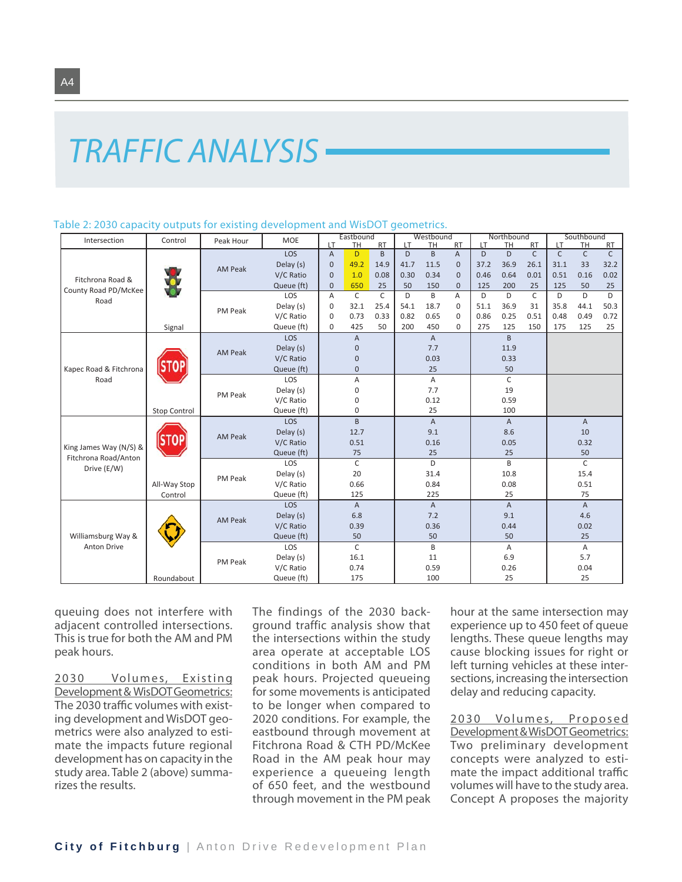# TRAFFIC ANALYSIS

Table 2: 2030 capacity outputs for existing development and WisDOT geometrics.

| Intersection | Control | Peak Hour | MOE | Eastbound LT | Eastbound TH | Eastbound RT | Westbound LT | Westbound TH | Westbound RT | Northbound LT | Northbound TH | Northbound RT | Southbound LT | Southbound TH | Southbound RT |
|---|---|---|---|---|---|---|---|---|---|---|---|---|---|---|---|
| Fitchrona Road & County Road PD/McKee Road | Signal | AM Peak | LOS | A | D | B | D | B | A | D | D | C | C | C | C |
| | | | Delay (s) | 0 | 49.2 | 14.9 | 41.7 | 11.5 | 0 | 37.2 | 36.9 | 26.1 | 31.1 | 33 | 32.2 |
| | | | V/C Ratio | 0 | 1.0 | 0.08 | 0.30 | 0.34 | 0 | 0.46 | 0.64 | 0.01 | 0.51 | 0.16 | 0.02 |
| | | | Queue (ft) | 0 | 650 | 25 | 50 | 150 | 0 | 125 | 200 | 25 | 125 | 50 | 25 |
| | | PM Peak | LOS | A | C | C | D | B | A | D | D | C | D | D | D |
| | | | Delay (s) | 0 | 32.1 | 25.4 | 54.1 | 18.7 | 0 | 51.1 | 36.9 | 31 | 35.8 | 44.1 | 50.3 |
| | | | V/C Ratio | 0 | 0.73 | 0.33 | 0.82 | 0.65 | 0 | 0.86 | 0.25 | 0.51 | 0.48 | 0.49 | 0.72 |
| | | | Queue (ft) | 0 | 425 | 50 | 200 | 450 | 0 | 275 | 125 | 150 | 175 | 125 | 25 |
| Kapec Road & Fitchrona Road | Stop Control | AM Peak | LOS | | A | | | A | | | B | | | | |
| | | | Delay (s) | | 0 | | | 7.7 | | | 11.9 | | | | |
| | | | V/C Ratio | | 0 | | | 0.03 | | | 0.33 | | | | |
| | | | Queue (ft) | | 0 | | | 25 | | | 50 | | | | |
| | | PM Peak | LOS | | A | | | A | | | C | | | | |
| | | | Delay (s) | | 0 | | | 7.7 | | | 19 | | | | |
| | | | V/C Ratio | | 0 | | | 0.12 | | | 0.59 | | | | |
| | | | Queue (ft) | | 0 | | | 25 | | | 100 | | | | |
| King James Way (N/S) & Fitchrona Road/Anton Drive (E/W) | All-Way Stop Control | AM Peak | LOS | | B | | | A | | | A | | | A | |
| | | | Delay (s) | | 12.7 | | | 9.1 | | | 8.6 | | | 10 | |
| | | | V/C Ratio | | 0.51 | | | 0.16 | | | 0.05 | | | 0.32 | |
| | | | Queue (ft) | | 75 | | | 25 | | | 25 | | | 50 | |
| | | PM Peak | LOS | | C | | | D | | | B | | | C | |
| | | | Delay (s) | | 20 | | | 31.4 | | | 10.8 | | | 15.4 | |
| | | | V/C Ratio | | 0.66 | | | 0.84 | | | 0.08 | | | 0.51 | |
| | | | Queue (ft) | | 125 | | | 225 | | | 25 | | | 75 | |
| Williamsburg Way & Anton Drive | Roundabout | AM Peak | LOS | | A | | | A | | | A | | | A | |
| | | | Delay (s) | | 6.8 | | | 7.2 | | | 9.1 | | | 4.6 | |
| | | | V/C Ratio | | 0.39 | | | 0.36 | | | 0.44 | | | 0.02 | |
| | | | Queue (ft) | | 50 | | | 50 | | | 50 | | | 25 | |
| | | PM Peak | LOS | | C | | | B | | | A | | | A | |
| | | | Delay (s) | | 16.1 | | | 11 | | | 6.9 | | | 5.7 | |
| | | | V/C Ratio | | 0.74 | | | 0.59 | | | 0.26 | | | 0.04 | |
| | | | Queue (ft) | | 175 | | | 100 | | | 25 | | | 25 | |

queuing does not interfere with adjacent controlled intersections. This is true for both the AM and PM peak hours.

2030 Volumes, Existing Development & WisDOT Geometrics: The 2030 traffic volumes with existing development and WisDOT geometrics were also analyzed to estimate the impacts future regional development has on capacity in the study area. Table 2 (above) summarizes the results.

The findings of the 2030 background traffic analysis show that the intersections within the study area operate at acceptable LOS conditions in both AM and PM peak hours. Projected queueing for some movements is anticipated to be longer when compared to 2020 conditions. For example, the eastbound through movement at Fitchrona Road & CTH PD/McKee Road in the AM peak hour may experience a queueing length of 650 feet, and the westbound through movement in the PM peak hour at the same intersection may experience up to 450 feet of queue lengths. These queue lengths may cause blocking issues for right or left turning vehicles at these intersections, increasing the intersection delay and reducing capacity.

2030 Volumes, Proposed Development & WisDOT Geometrics: Two preliminary development concepts were analyzed to estimate the impact additional traffic volumes will have to the study area. Concept A proposes the majority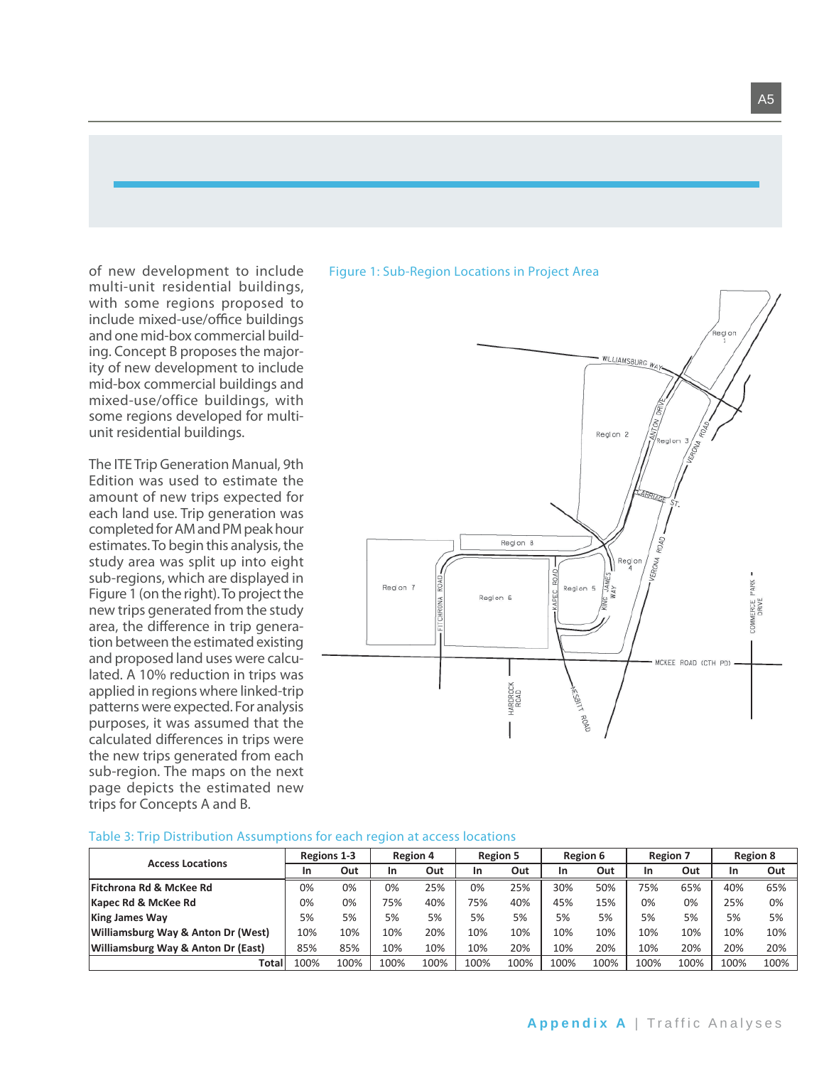of new development to include multi-unit residential buildings, with some regions proposed to include mixed-use/office buildings and one mid-box commercial building. Concept B proposes the majority of new development to include mid-box commercial buildings and mixed-use/office buildings, with some regions developed for multi-unit residential buildings.

The ITE Trip Generation Manual, 9th Edition was used to estimate the amount of new trips expected for each land use. Trip generation was completed for AM and PM peak hour estimates. To begin this analysis, the study area was split up into eight sub-regions, which are displayed in Figure 1 (on the right). To project the new trips generated from the study area, the difference in trip generation between the estimated existing and proposed land uses were calculated. A 10% reduction in trips was applied in regions where linked-trip patterns were expected. For analysis purposes, it was assumed that the calculated differences in trips were the new trips generated from each sub-region. The maps on the next page depicts the estimated new trips for Concepts A and B.

Figure 1: Sub-Region Locations in Project Area

Table 3: Trip Distribution Assumptions for each region at access locations

| Access Locations | Regions 1-3 | | Region 4 | | Region 5 | | Region 6 | | Region 7 | | Region 8 | |
|---|---|---|---|---|---|---|---|---|---|---|---|---|
| | In | Out | In | Out | In | Out | In | Out | In | Out | In | Out |
| **Fitchrona Rd & McKee Rd** | 0% | 0% | 0% | 25% | 0% | 25% | 30% | 50% | 75% | 65% | 40% | 65% |
| **Kapec Rd & McKee Rd** | 0% | 0% | 75% | 40% | 75% | 40% | 45% | 15% | 0% | 0% | 25% | 0% |
| **King James Way** | 5% | 5% | 5% | 5% | 5% | 5% | 5% | 5% | 5% | 5% | 5% | 5% |
| **Williamsburg Way & Anton Dr (West)** | 10% | 10% | 10% | 20% | 10% | 10% | 10% | 10% | 10% | 10% | 10% | 10% |
| **Williamsburg Way & Anton Dr (East)** | 85% | 85% | 10% | 10% | 10% | 20% | 10% | 20% | 10% | 20% | 20% | 20% |
| **Total** | 100% | 100% | 100% | 100% | 100% | 100% | 100% | 100% | 100% | 100% | 100% | 100% |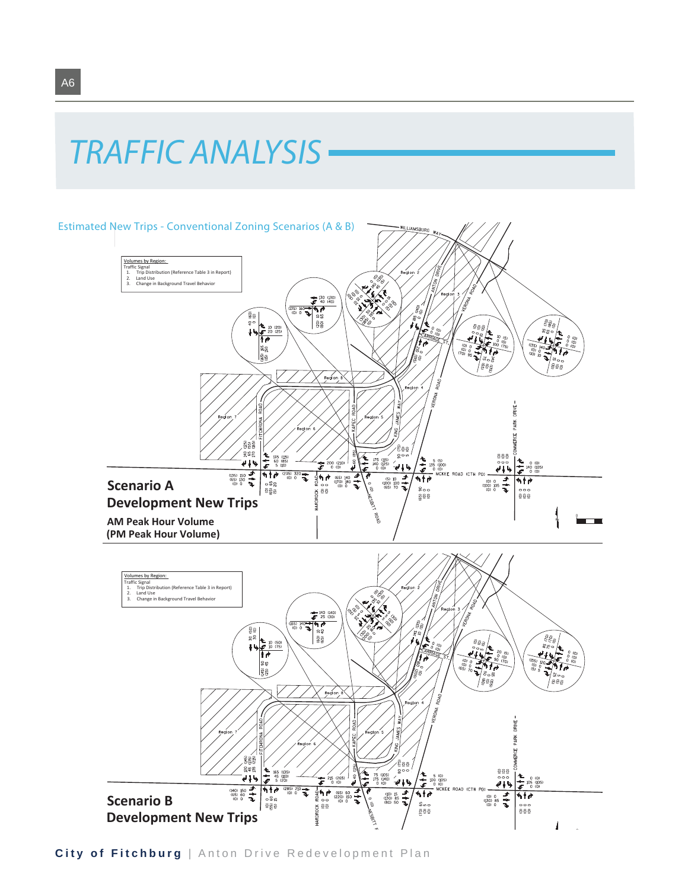# TRAFFIC ANALYSIS

Estimated New Trips - Conventional Zoning Scenarios (A & B)

Volumes by Region:
Traffic Signal
1. Trip Distribution (Reference Table 3 in Report)
2. Land Use
3. Change in Background Travel Behavior

**Scenario A**
**Development New Trips**

**AM Peak Hour Volume**
**(PM Peak Hour Volume)**

Volumes by Region:
Traffic Signal
1. Trip Distribution (Reference Table 3 in Report)
2. Land Use
3. Change in Background Travel Behavior

**Scenario B**
**Development New Trips**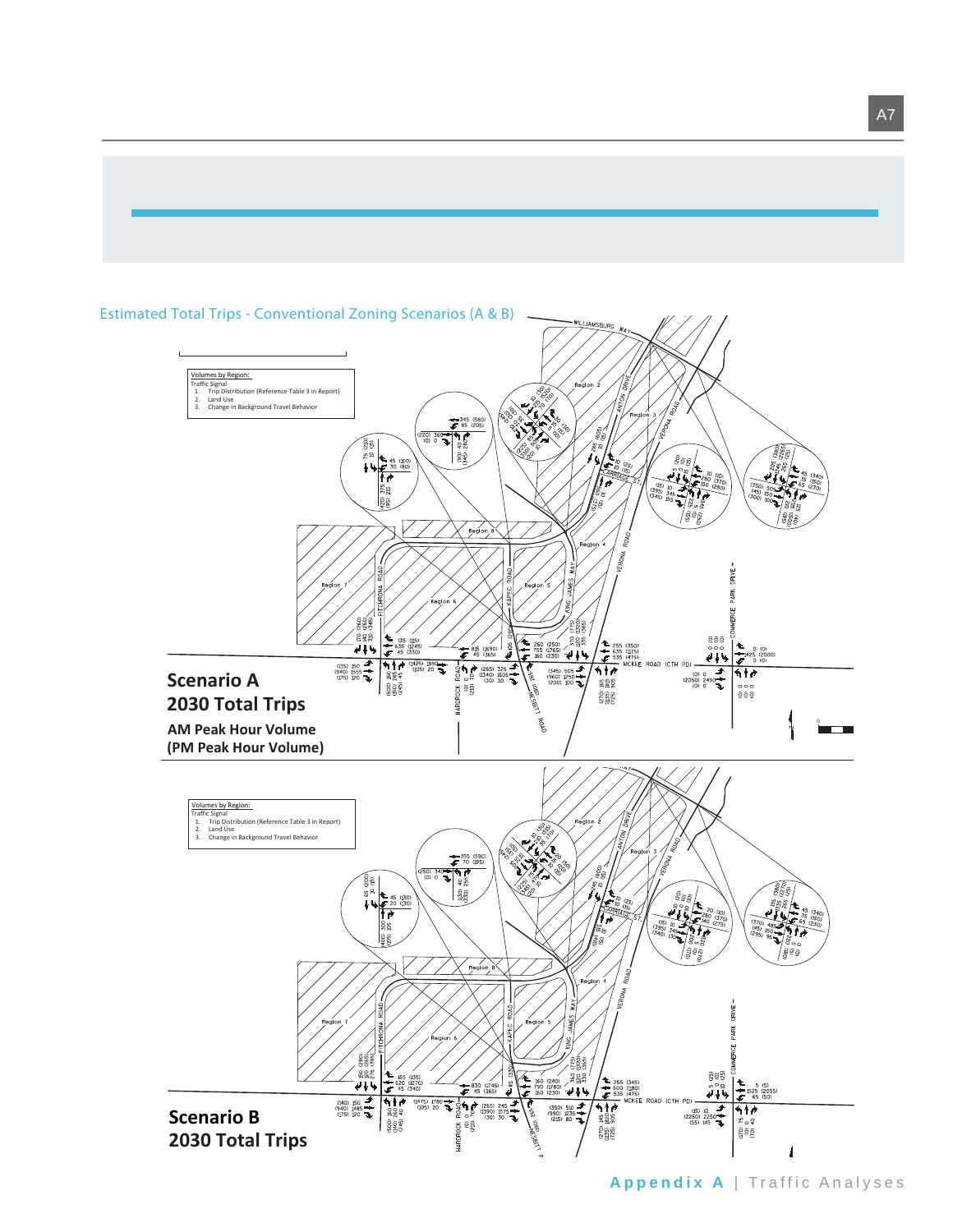## Estimated Total Trips - Conventional Zoning Scenarios (A & B)

Volumes by Region:
Traffic Signal
1. Trip Distribution (Reference Table 3 in Report)
2. Land Use
3. Change in Background Travel Behavior

**Scenario A**
**2030 Total Trips**

**AM Peak Hour Volume**
**(PM Peak Hour Volume)**

Volumes by Region:
Traffic Signal
1. Trip Distribution (Reference Table 3 in Report)
2. Land Use
3. Change in Background Travel Behavior

**Scenario B**
**2030 Total Trips**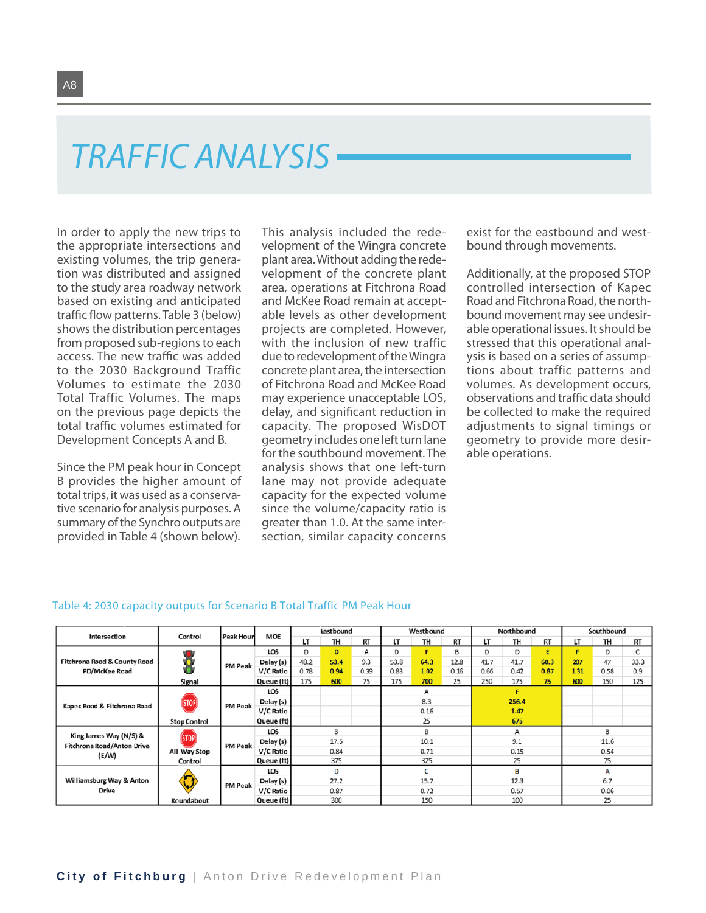# TRAFFIC ANALYSIS

In order to apply the new trips to the appropriate intersections and existing volumes, the trip generation was distributed and assigned to the study area roadway network based on existing and anticipated traffic flow patterns. Table 3 (below) shows the distribution percentages from proposed sub-regions to each access. The new traffic was added to the 2030 Background Traffic Volumes to estimate the 2030 Total Traffic Volumes. The maps on the previous page depicts the total traffic volumes estimated for Development Concepts A and B.

Since the PM peak hour in Concept B provides the higher amount of total trips, it was used as a conservative scenario for analysis purposes. A summary of the Synchro outputs are provided in Table 4 (shown below).

This analysis included the redevelopment of the Wingra concrete plant area. Without adding the redevelopment of the concrete plant area, operations at Fitchrona Road and McKee Road remain at acceptable levels as other development projects are completed. However, with the inclusion of new traffic due to redevelopment of the Wingra concrete plant area, the intersection of Fitchrona Road and McKee Road may experience unacceptable LOS, delay, and significant reduction in capacity. The proposed WisDOT geometry includes one left turn lane for the southbound movement. The analysis shows that one left-turn lane may not provide adequate capacity for the expected volume since the volume/capacity ratio is greater than 1.0. At the same intersection, similar capacity concerns exist for the eastbound and westbound through movements.

Additionally, at the proposed STOP controlled intersection of Kapec Road and Fitchrona Road, the northbound movement may see undesirable operational issues. It should be stressed that this operational analysis is based on a series of assumptions about traffic patterns and volumes. As development occurs, observations and traffic data should be collected to make the required adjustments to signal timings or geometry to provide more desirable operations.

Table 4: 2030 capacity outputs for Scenario B Total Traffic PM Peak Hour

| Intersection | Control | Peak Hour | MOE | Eastbound LT | Eastbound TH | Eastbound RT | Westbound LT | Westbound TH | Westbound RT | Northbound LT | Northbound TH | Northbound RT | Southbound LT | Southbound TH | Southbound RT |
|---|---|---|---|---|---|---|---|---|---|---|---|---|---|---|---|
| Fitchrona Road & County Road PD/McKee Road | Signal | PM Peak | LOS | D | D | A | D | F | B | D | D | E | F | D | C |
| | | | Delay (s) | 48.2 | 53.4 | 9.3 | 53.8 | 64.3 | 12.8 | 41.7 | 41.7 | 60.3 | 207 | 47 | 33.3 |
| | | | V/C Ratio | 0.78 | 0.94 | 0.39 | 0.83 | 1.02 | 0.16 | 0.66 | 0.42 | 0.87 | 1.31 | 0.58 | 0.9 |
| | | | Queue (ft) | 175 | 600 | 75 | 175 | 700 | 25 | 250 | 175 | 75 | 600 | 150 | 125 |
| Kapec Road & Fitchrona Road | Stop Control | PM Peak | LOS | | | | | A | | | F | | | | |
| | | | Delay (s) | | | | | 8.3 | | | 256.4 | | | | |
| | | | V/C Ratio | | | | | 0.16 | | | 1.47 | | | | |
| | | | Queue (ft) | | | | | 25 | | | 675 | | | | |
| King James Way (N/S) & Fitchrona Road/Anton Drive (E/W) | All-Way Stop Control | PM Peak | LOS | | B | | | B | | | A | | | B | |
| | | | Delay (s) | | 17.5 | | | 10.1 | | | 9.1 | | | 11.6 | |
| | | | V/C Ratio | | 0.84 | | | 0.71 | | | 0.15 | | | 0.54 | |
| | | | Queue (ft) | | 375 | | | 325 | | | 25 | | | 75 | |
| Williamsburg Way & Anton Drive | Roundabout | PM Peak | LOS | | D | | | C | | | B | | | A | |
| | | | Delay (s) | | 27.2 | | | 15.7 | | | 12.3 | | | 6.7 | |
| | | | V/C Ratio | | 0.87 | | | 0.72 | | | 0.57 | | | 0.06 | |
| | | | Queue (ft) | | 300 | | | 150 | | | 100 | | | 25 | |